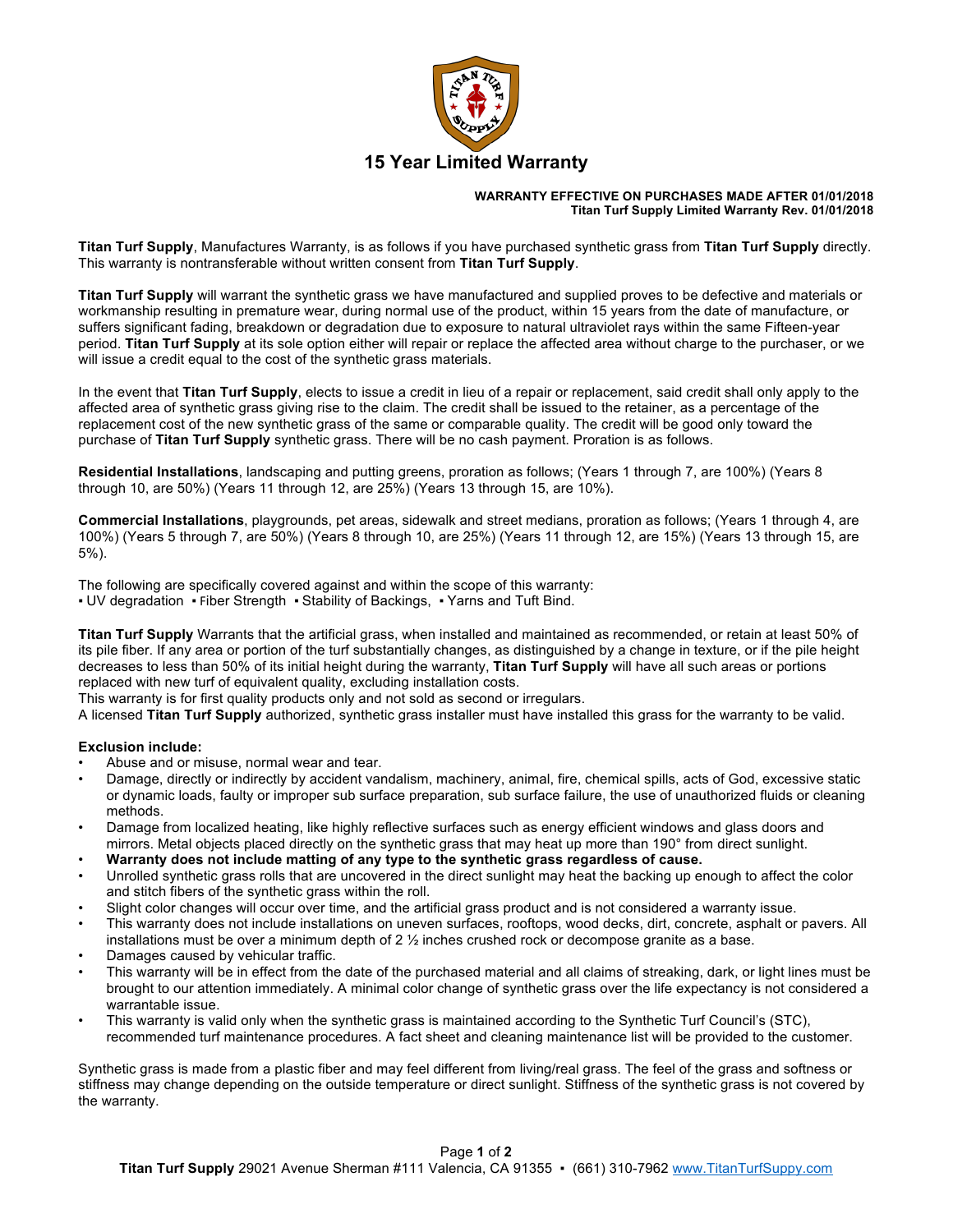# 15 Year Limited Warranty

**WARRANTY EFFECTIVE ON PURCHASES MADE AFTER 01/01/2018**
**Titan Turf Supply Limited Warranty Rev. 01/01/2018**

**Titan Turf Supply**, Manufactures Warranty, is as follows if you have purchased synthetic grass from **Titan Turf Supply** directly. This warranty is nontransferable without written consent from **Titan Turf Supply**.

**Titan Turf Supply** will warrant the synthetic grass we have manufactured and supplied proves to be defective and materials or workmanship resulting in premature wear, during normal use of the product, within 15 years from the date of manufacture, or suffers significant fading, breakdown or degradation due to exposure to natural ultraviolet rays within the same Fifteen-year period. **Titan Turf Supply** at its sole option either will repair or replace the affected area without charge to the purchaser, or we will issue a credit equal to the cost of the synthetic grass materials.

In the event that **Titan Turf Supply**, elects to issue a credit in lieu of a repair or replacement, said credit shall only apply to the affected area of synthetic grass giving rise to the claim. The credit shall be issued to the retainer, as a percentage of the replacement cost of the new synthetic grass of the same or comparable quality. The credit will be good only toward the purchase of **Titan Turf Supply** synthetic grass. There will be no cash payment. Proration is as follows.

**Residential Installations**, landscaping and putting greens, proration as follows; (Years 1 through 7, are 100%) (Years 8 through 10, are 50%) (Years 11 through 12, are 25%) (Years 13 through 15, are 10%).

**Commercial Installations**, playgrounds, pet areas, sidewalk and street medians, proration as follows; (Years 1 through 4, are 100%) (Years 5 through 7, are 50%) (Years 8 through 10, are 25%) (Years 11 through 12, are 15%) (Years 13 through 15, are 5%).

The following are specifically covered against and within the scope of this warranty:
▪ UV degradation ▪ Fiber Strength ▪ Stability of Backings, ▪ Yarns and Tuft Bind.

**Titan Turf Supply** Warrants that the artificial grass, when installed and maintained as recommended, or retain at least 50% of its pile fiber. If any area or portion of the turf substantially changes, as distinguished by a change in texture, or if the pile height decreases to less than 50% of its initial height during the warranty, **Titan Turf Supply** will have all such areas or portions replaced with new turf of equivalent quality, excluding installation costs.
This warranty is for first quality products only and not sold as second or irregulars.
A licensed **Titan Turf Supply** authorized, synthetic grass installer must have installed this grass for the warranty to be valid.

**Exclusion include:**

- Abuse and or misuse, normal wear and tear.
- Damage, directly or indirectly by accident vandalism, machinery, animal, fire, chemical spills, acts of God, excessive static or dynamic loads, faulty or improper sub surface preparation, sub surface failure, the use of unauthorized fluids or cleaning methods.
- Damage from localized heating, like highly reflective surfaces such as energy efficient windows and glass doors and mirrors. Metal objects placed directly on the synthetic grass that may heat up more than 190° from direct sunlight.
- **Warranty does not include matting of any type to the synthetic grass regardless of cause.**
- Unrolled synthetic grass rolls that are uncovered in the direct sunlight may heat the backing up enough to affect the color and stitch fibers of the synthetic grass within the roll.
- Slight color changes will occur over time, and the artificial grass product and is not considered a warranty issue.
- This warranty does not include installations on uneven surfaces, rooftops, wood decks, dirt, concrete, asphalt or pavers. All installations must be over a minimum depth of 2 ½ inches crushed rock or decompose granite as a base.
- Damages caused by vehicular traffic.
- This warranty will be in effect from the date of the purchased material and all claims of streaking, dark, or light lines must be brought to our attention immediately. A minimal color change of synthetic grass over the life expectancy is not considered a warrantable issue.
- This warranty is valid only when the synthetic grass is maintained according to the Synthetic Turf Council's (STC), recommended turf maintenance procedures. A fact sheet and cleaning maintenance list will be provided to the customer.

Synthetic grass is made from a plastic fiber and may feel different from living/real grass. The feel of the grass and softness or stiffness may change depending on the outside temperature or direct sunlight. Stiffness of the synthetic grass is not covered by the warranty.

**Titan Turf Supply** 29021 Avenue Sherman #111 Valencia, CA 91355 ▪ (661) 310-7962 www.TitanTurfSuppy.com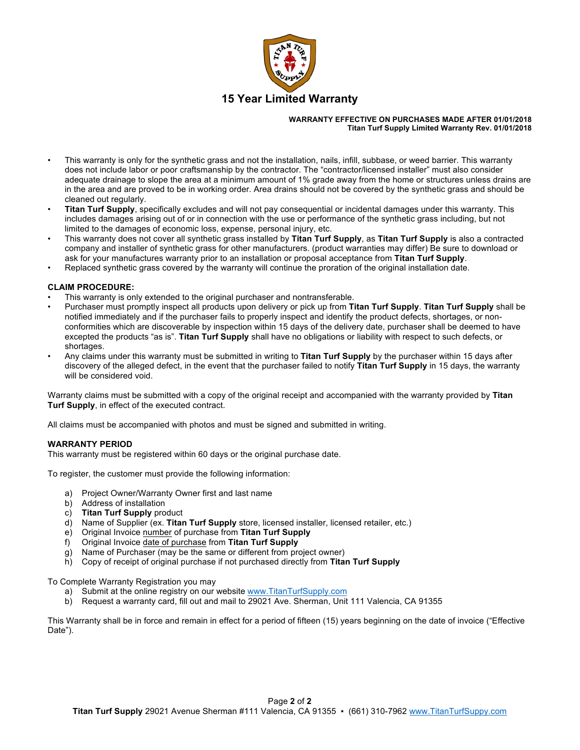# 15 Year Limited Warranty

**WARRANTY EFFECTIVE ON PURCHASES MADE AFTER 01/01/2018**
**Titan Turf Supply Limited Warranty Rev. 01/01/2018**

- This warranty is only for the synthetic grass and not the installation, nails, infill, subbase, or weed barrier. This warranty does not include labor or poor craftsmanship by the contractor. The "contractor/licensed installer" must also consider adequate drainage to slope the area at a minimum amount of 1% grade away from the home or structures unless drains are in the area and are proved to be in working order. Area drains should not be covered by the synthetic grass and should be cleaned out regularly.
- **Titan Turf Supply**, specifically excludes and will not pay consequential or incidental damages under this warranty. This includes damages arising out of or in connection with the use or performance of the synthetic grass including, but not limited to the damages of economic loss, expense, personal injury, etc.
- This warranty does not cover all synthetic grass installed by **Titan Turf Supply**, as **Titan Turf Supply** is also a contracted company and installer of synthetic grass for other manufacturers. (product warranties may differ) Be sure to download or ask for your manufactures warranty prior to an installation or proposal acceptance from **Titan Turf Supply**.
- Replaced synthetic grass covered by the warranty will continue the proration of the original installation date.

**CLAIM PROCEDURE:**

- This warranty is only extended to the original purchaser and nontransferable.
- Purchaser must promptly inspect all products upon delivery or pick up from **Titan Turf Supply**. **Titan Turf Supply** shall be notified immediately and if the purchaser fails to properly inspect and identify the product defects, shortages, or non-conformities which are discoverable by inspection within 15 days of the delivery date, purchaser shall be deemed to have excepted the products "as is". **Titan Turf Supply** shall have no obligations or liability with respect to such defects, or shortages.
- Any claims under this warranty must be submitted in writing to **Titan Turf Supply** by the purchaser within 15 days after discovery of the alleged defect, in the event that the purchaser failed to notify **Titan Turf Supply** in 15 days, the warranty will be considered void.

Warranty claims must be submitted with a copy of the original receipt and accompanied with the warranty provided by **Titan Turf Supply**, in effect of the executed contract.

All claims must be accompanied with photos and must be signed and submitted in writing.

**WARRANTY PERIOD**

This warranty must be registered within 60 days or the original purchase date.

To register, the customer must provide the following information:

a) Project Owner/Warranty Owner first and last name
b) Address of installation
c) **Titan Turf Supply** product
d) Name of Supplier (ex. **Titan Turf Supply** store, licensed installer, licensed retailer, etc.)
e) Original Invoice number of purchase from **Titan Turf Supply**
f) Original Invoice date of purchase from **Titan Turf Supply**
g) Name of Purchaser (may be the same or different from project owner)
h) Copy of receipt of original purchase if not purchased directly from **Titan Turf Supply**

To Complete Warranty Registration you may

a) Submit at the online registry on our website www.TitanTurfSupply.com
b) Request a warranty card, fill out and mail to 29021 Ave. Sherman, Unit 111 Valencia, CA 91355

This Warranty shall be in force and remain in effect for a period of fifteen (15) years beginning on the date of invoice ("Effective Date").

**Titan Turf Supply** 29021 Avenue Sherman #111 Valencia, CA 91355 ▪ (661) 310-7962 www.TitanTurfSuppy.com